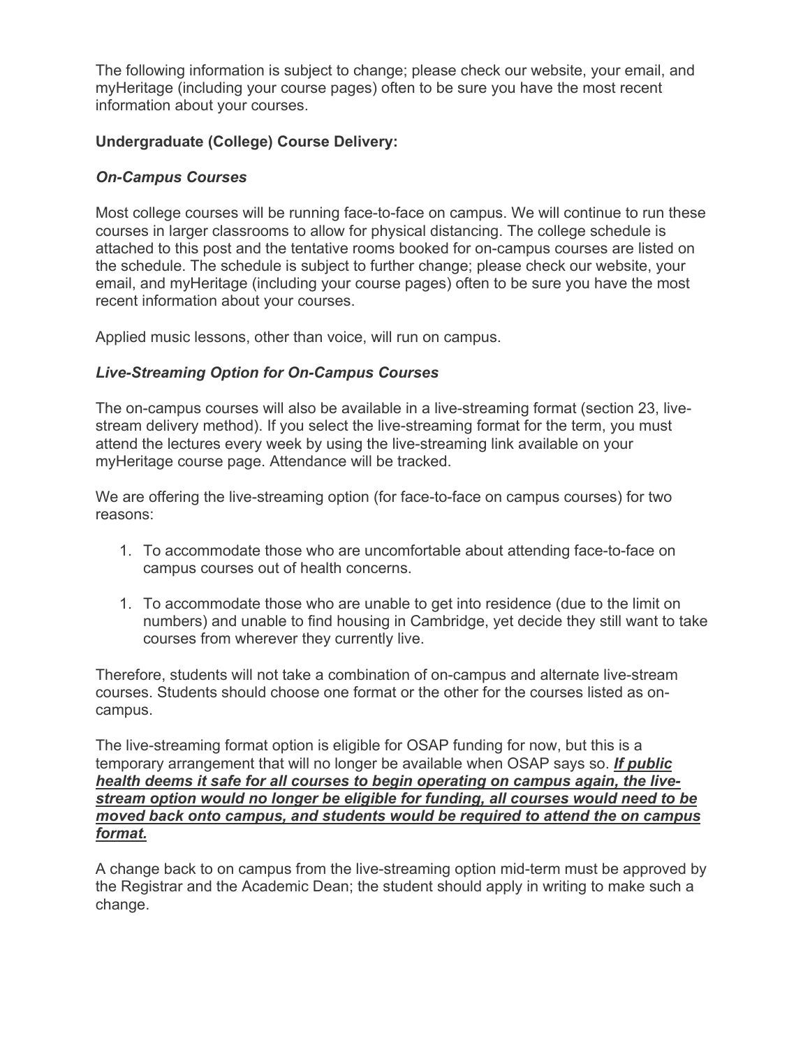The following information is subject to change; please check our website, your email, and myHeritage (including your course pages) often to be sure you have the most recent information about your courses.

**Undergraduate (College) Course Delivery:**

***On-Campus Courses***

Most college courses will be running face-to-face on campus. We will continue to run these courses in larger classrooms to allow for physical distancing. The college schedule is attached to this post and the tentative rooms booked for on-campus courses are listed on the schedule. The schedule is subject to further change; please check our website, your email, and myHeritage (including your course pages) often to be sure you have the most recent information about your courses.

Applied music lessons, other than voice, will run on campus.

***Live-Streaming Option for On-Campus Courses***

The on-campus courses will also be available in a live-streaming format (section 23, live-stream delivery method). If you select the live-streaming format for the term, you must attend the lectures every week by using the live-streaming link available on your myHeritage course page. Attendance will be tracked.

We are offering the live-streaming option (for face-to-face on campus courses) for two reasons:

1. To accommodate those who are uncomfortable about attending face-to-face on campus courses out of health concerns.

1. To accommodate those who are unable to get into residence (due to the limit on numbers) and unable to find housing in Cambridge, yet decide they still want to take courses from wherever they currently live.

Therefore, students will not take a combination of on-campus and alternate live-stream courses. Students should choose one format or the other for the courses listed as on-campus.

The live-streaming format option is eligible for OSAP funding for now, but this is a temporary arrangement that will no longer be available when OSAP says so. ***<u>If public health deems it safe for all courses to begin operating on campus again, the live-stream option would no longer be eligible for funding, all courses would need to be moved back onto campus, and students would be required to attend the on campus format.</u>***

A change back to on campus from the live-streaming option mid-term must be approved by the Registrar and the Academic Dean; the student should apply in writing to make such a change.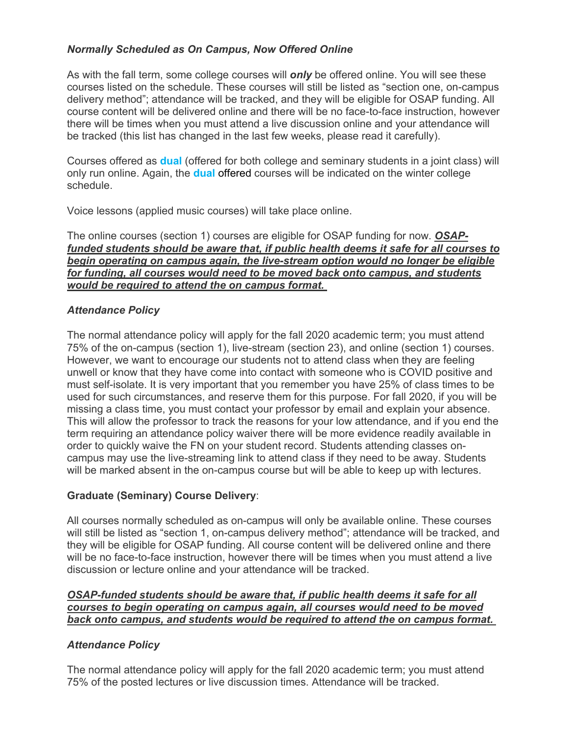### *Normally Scheduled as On Campus, Now Offered Online*

As with the fall term, some college courses will ***only*** be offered online. You will see these courses listed on the schedule. These courses will still be listed as "section one, on-campus delivery method"; attendance will be tracked, and they will be eligible for OSAP funding. All course content will be delivered online and there will be no face-to-face instruction, however there will be times when you must attend a live discussion online and your attendance will be tracked (this list has changed in the last few weeks, please read it carefully).

Courses offered as **dual** (offered for both college and seminary students in a joint class) will only run online. Again, the **dual** offered courses will be indicated on the winter college schedule.

Voice lessons (applied music courses) will take place online.

The online courses (section 1) courses are eligible for OSAP funding for now. ***OSAP-funded students should be aware that, if public health deems it safe for all courses to begin operating on campus again, the live-stream option would no longer be eligible for funding, all courses would need to be moved back onto campus, and students would be required to attend the on campus format.***

### *Attendance Policy*

The normal attendance policy will apply for the fall 2020 academic term; you must attend 75% of the on-campus (section 1), live-stream (section 23), and online (section 1) courses. However, we want to encourage our students not to attend class when they are feeling unwell or know that they have come into contact with someone who is COVID positive and must self-isolate. It is very important that you remember you have 25% of class times to be used for such circumstances, and reserve them for this purpose. For fall 2020, if you will be missing a class time, you must contact your professor by email and explain your absence. This will allow the professor to track the reasons for your low attendance, and if you end the term requiring an attendance policy waiver there will be more evidence readily available in order to quickly waive the FN on your student record. Students attending classes on-campus may use the live-streaming link to attend class if they need to be away. Students will be marked absent in the on-campus course but will be able to keep up with lectures.

### **Graduate (Seminary) Course Delivery**:

All courses normally scheduled as on-campus will only be available online. These courses will still be listed as "section 1, on-campus delivery method"; attendance will be tracked, and they will be eligible for OSAP funding. All course content will be delivered online and there will be no face-to-face instruction, however there will be times when you must attend a live discussion or lecture online and your attendance will be tracked.

***OSAP-funded students should be aware that, if public health deems it safe for all courses to begin operating on campus again, all courses would need to be moved back onto campus, and students would be required to attend the on campus format.***

### *Attendance Policy*

The normal attendance policy will apply for the fall 2020 academic term; you must attend 75% of the posted lectures or live discussion times. Attendance will be tracked.